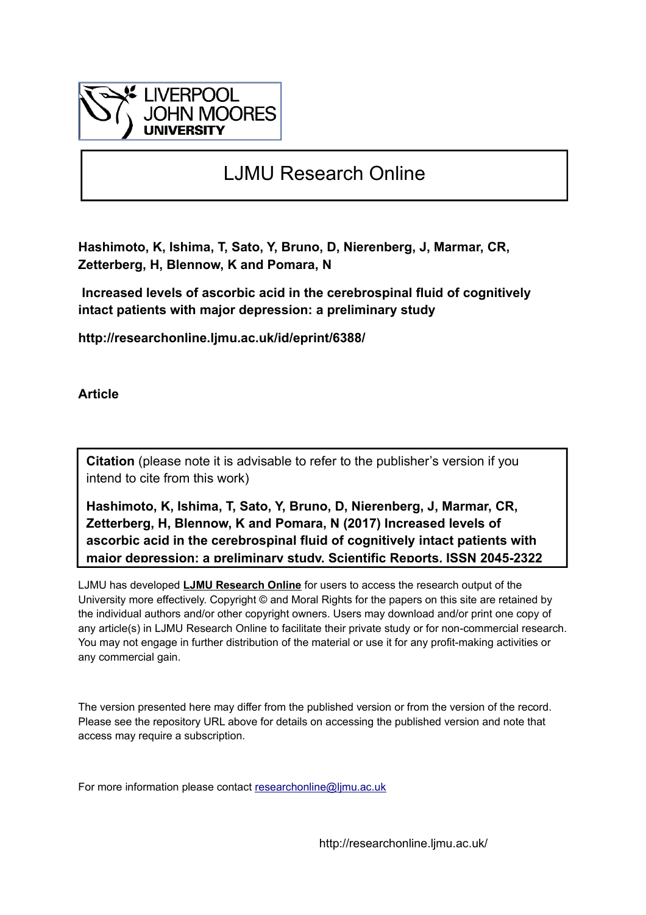LIVERPOOL JOHN MOORES UNIVERSITY

# LJMU Research Online

**Hashimoto, K, Ishima, T, Sato, Y, Bruno, D, Nierenberg, J, Marmar, CR, Zetterberg, H, Blennow, K and Pomara, N**

**Increased levels of ascorbic acid in the cerebrospinal fluid of cognitively intact patients with major depression: a preliminary study**

**http://researchonline.ljmu.ac.uk/id/eprint/6388/**

**Article**

**Citation** (please note it is advisable to refer to the publisher's version if you intend to cite from this work)

**Hashimoto, K, Ishima, T, Sato, Y, Bruno, D, Nierenberg, J, Marmar, CR, Zetterberg, H, Blennow, K and Pomara, N (2017) Increased levels of ascorbic acid in the cerebrospinal fluid of cognitively intact patients with major depression: a preliminary study. Scientific Reports. ISSN 2045-2322**

LJMU has developed **LJMU Research Online** for users to access the research output of the University more effectively. Copyright © and Moral Rights for the papers on this site are retained by the individual authors and/or other copyright owners. Users may download and/or print one copy of any article(s) in LJMU Research Online to facilitate their private study or for non-commercial research. You may not engage in further distribution of the material or use it for any profit-making activities or any commercial gain.

The version presented here may differ from the published version or from the version of the record. Please see the repository URL above for details on accessing the published version and note that access may require a subscription.

For more information please contact researchonline@ljmu.ac.uk

http://researchonline.ljmu.ac.uk/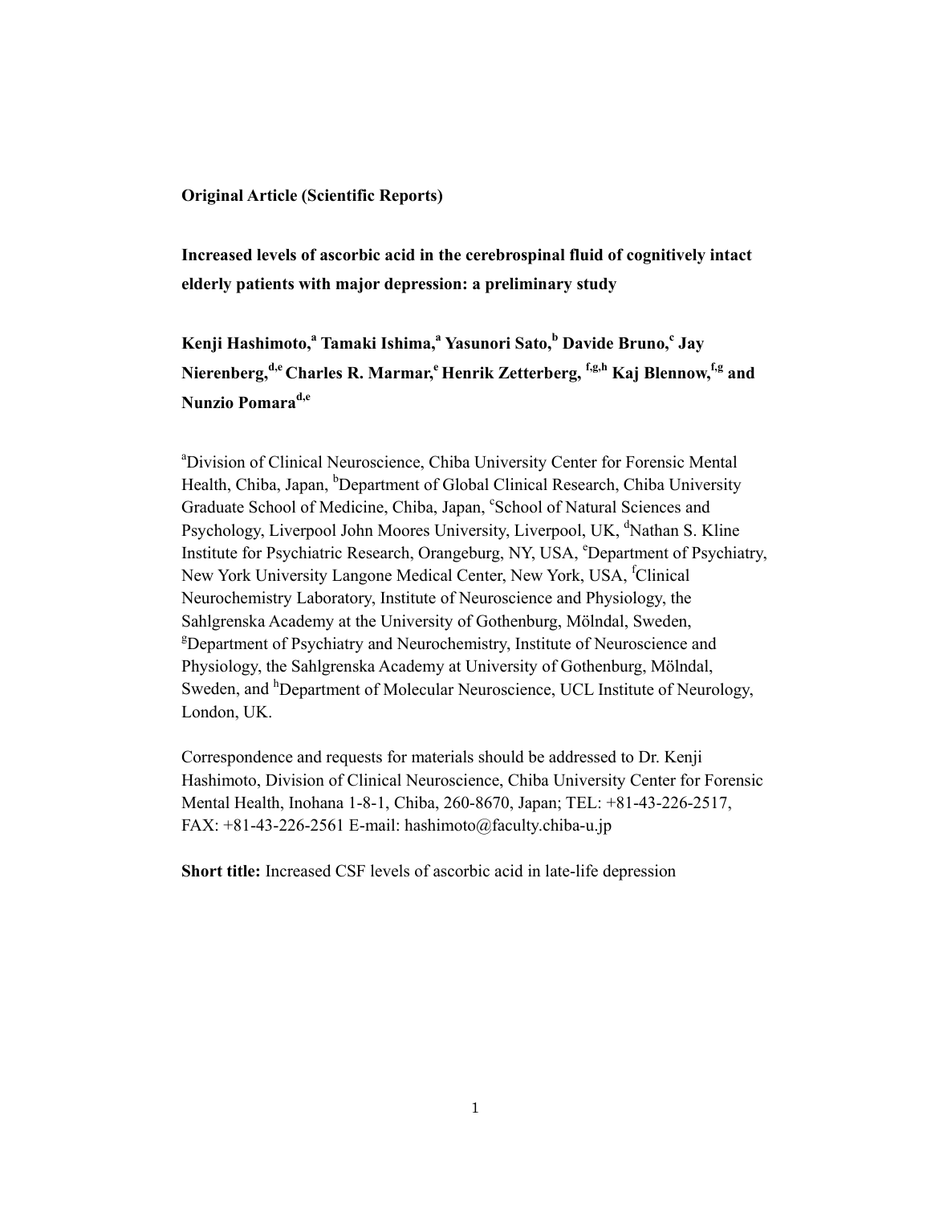**Original Article (Scientific Reports)**

**Increased levels of ascorbic acid in the cerebrospinal fluid of cognitively intact elderly patients with major depression: a preliminary study**

**Kenji Hashimoto,[a] Tamaki Ishima,[a] Yasunori Sato,[b] Davide Bruno,[c] Jay Nierenberg,[d,e] Charles R. Marmar,[e] Henrik Zetterberg, [f,g,h] Kaj Blennow,[f,g] and Nunzio Pomara[d,e]**

[a]Division of Clinical Neuroscience, Chiba University Center for Forensic Mental Health, Chiba, Japan, [b]Department of Global Clinical Research, Chiba University Graduate School of Medicine, Chiba, Japan, [c]School of Natural Sciences and Psychology, Liverpool John Moores University, Liverpool, UK, [d]Nathan S. Kline Institute for Psychiatric Research, Orangeburg, NY, USA, [e]Department of Psychiatry, New York University Langone Medical Center, New York, USA, [f]Clinical Neurochemistry Laboratory, Institute of Neuroscience and Physiology, the Sahlgrenska Academy at the University of Gothenburg, Mölndal, Sweden, [g]Department of Psychiatry and Neurochemistry, Institute of Neuroscience and Physiology, the Sahlgrenska Academy at University of Gothenburg, Mölndal, Sweden, and [h]Department of Molecular Neuroscience, UCL Institute of Neurology, London, UK.

Correspondence and requests for materials should be addressed to Dr. Kenji Hashimoto, Division of Clinical Neuroscience, Chiba University Center for Forensic Mental Health, Inohana 1-8-1, Chiba, 260-8670, Japan; TEL: +81-43-226-2517, FAX: +81-43-226-2561 E-mail: hashimoto@faculty.chiba-u.jp

**Short title:** Increased CSF levels of ascorbic acid in late-life depression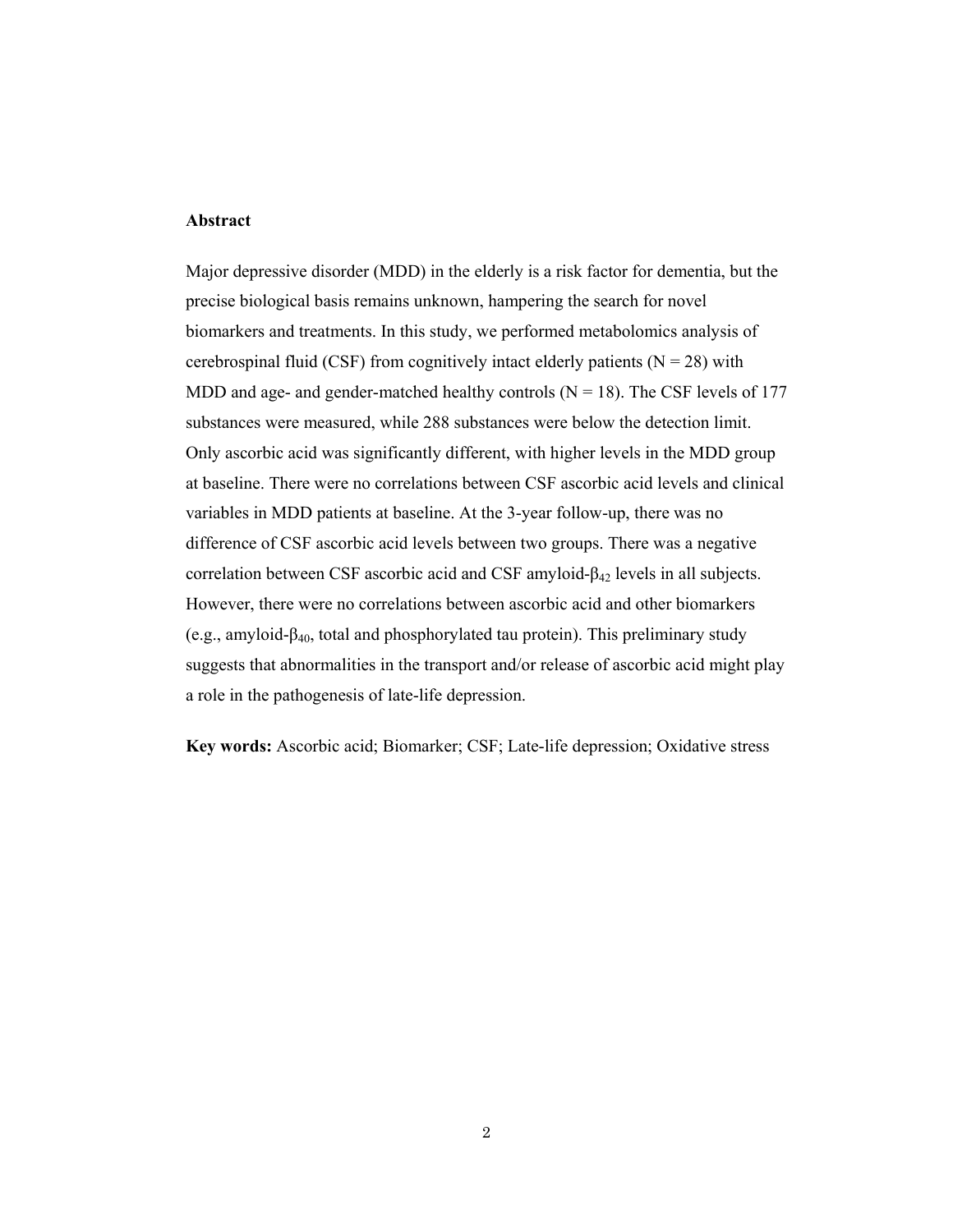## Abstract

Major depressive disorder (MDD) in the elderly is a risk factor for dementia, but the precise biological basis remains unknown, hampering the search for novel biomarkers and treatments. In this study, we performed metabolomics analysis of cerebrospinal fluid (CSF) from cognitively intact elderly patients (N = 28) with MDD and age- and gender-matched healthy controls (N = 18). The CSF levels of 177 substances were measured, while 288 substances were below the detection limit. Only ascorbic acid was significantly different, with higher levels in the MDD group at baseline. There were no correlations between CSF ascorbic acid levels and clinical variables in MDD patients at baseline. At the 3-year follow-up, there was no difference of CSF ascorbic acid levels between two groups. There was a negative correlation between CSF ascorbic acid and CSF amyloid-$\beta_{42}$ levels in all subjects. However, there were no correlations between ascorbic acid and other biomarkers (e.g., amyloid-$\beta_{40}$, total and phosphorylated tau protein). This preliminary study suggests that abnormalities in the transport and/or release of ascorbic acid might play a role in the pathogenesis of late-life depression.

**Key words:** Ascorbic acid; Biomarker; CSF; Late-life depression; Oxidative stress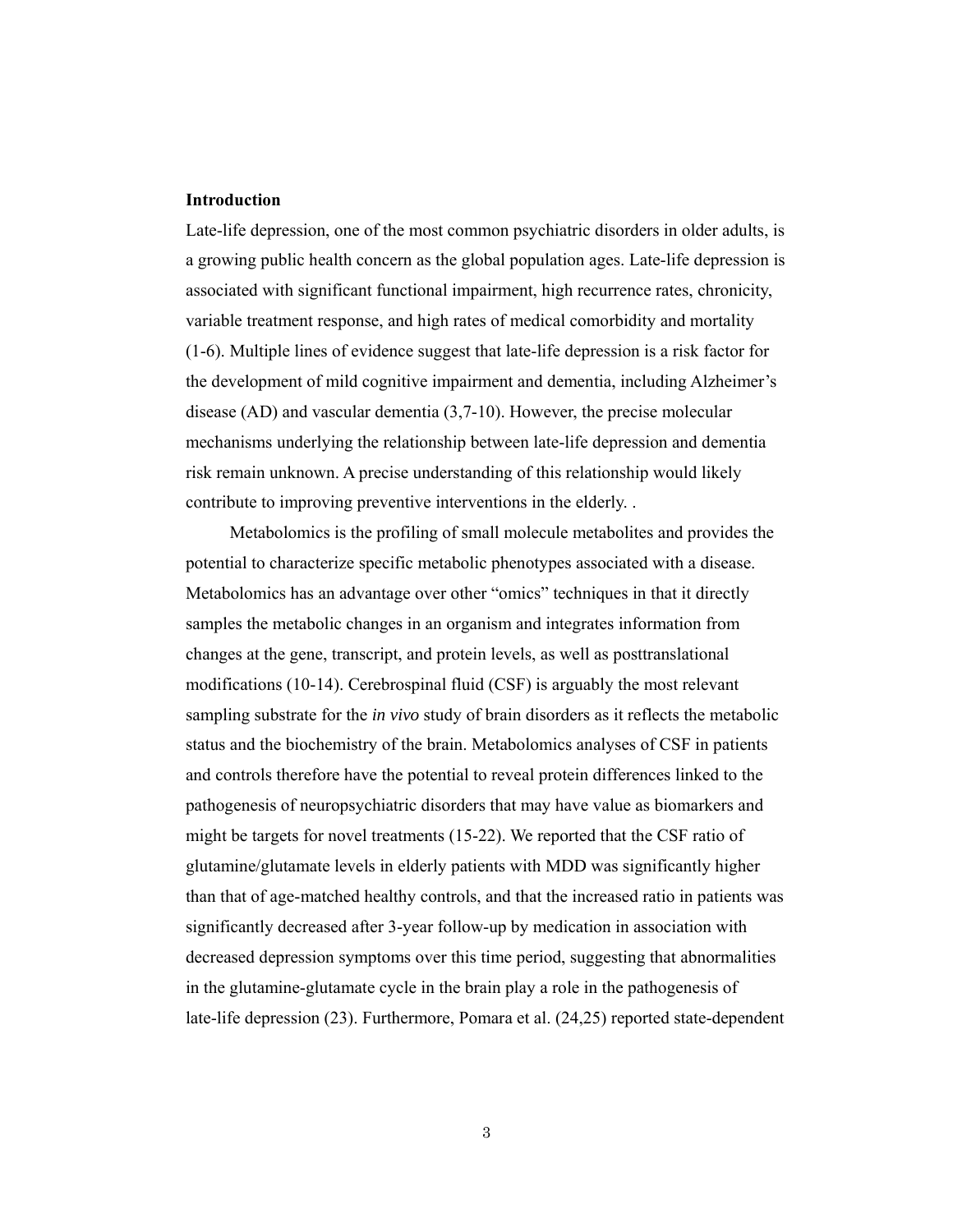## Introduction

Late-life depression, one of the most common psychiatric disorders in older adults, is a growing public health concern as the global population ages. Late-life depression is associated with significant functional impairment, high recurrence rates, chronicity, variable treatment response, and high rates of medical comorbidity and mortality (1-6). Multiple lines of evidence suggest that late-life depression is a risk factor for the development of mild cognitive impairment and dementia, including Alzheimer's disease (AD) and vascular dementia (3,7-10). However, the precise molecular mechanisms underlying the relationship between late-life depression and dementia risk remain unknown. A precise understanding of this relationship would likely contribute to improving preventive interventions in the elderly. .

Metabolomics is the profiling of small molecule metabolites and provides the potential to characterize specific metabolic phenotypes associated with a disease. Metabolomics has an advantage over other "omics" techniques in that it directly samples the metabolic changes in an organism and integrates information from changes at the gene, transcript, and protein levels, as well as posttranslational modifications (10-14). Cerebrospinal fluid (CSF) is arguably the most relevant sampling substrate for the *in vivo* study of brain disorders as it reflects the metabolic status and the biochemistry of the brain. Metabolomics analyses of CSF in patients and controls therefore have the potential to reveal protein differences linked to the pathogenesis of neuropsychiatric disorders that may have value as biomarkers and might be targets for novel treatments (15-22). We reported that the CSF ratio of glutamine/glutamate levels in elderly patients with MDD was significantly higher than that of age-matched healthy controls, and that the increased ratio in patients was significantly decreased after 3-year follow-up by medication in association with decreased depression symptoms over this time period, suggesting that abnormalities in the glutamine-glutamate cycle in the brain play a role in the pathogenesis of late-life depression (23). Furthermore, Pomara et al. (24,25) reported state-dependent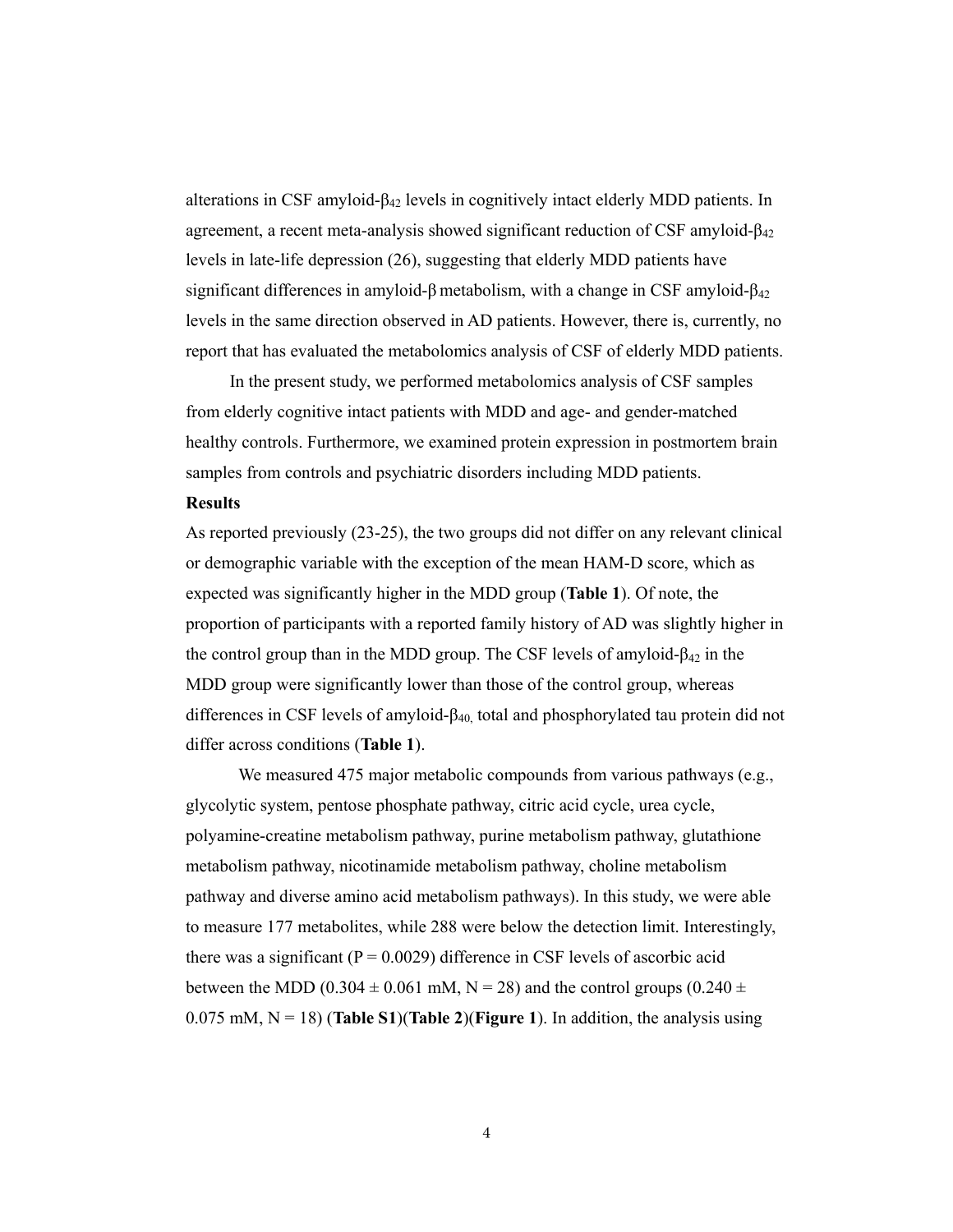alterations in CSF amyloid-$\beta_{42}$ levels in cognitively intact elderly MDD patients. In agreement, a recent meta-analysis showed significant reduction of CSF amyloid-$\beta_{42}$ levels in late-life depression (26), suggesting that elderly MDD patients have significant differences in amyloid-β metabolism, with a change in CSF amyloid-$\beta_{42}$ levels in the same direction observed in AD patients. However, there is, currently, no report that has evaluated the metabolomics analysis of CSF of elderly MDD patients.

In the present study, we performed metabolomics analysis of CSF samples from elderly cognitive intact patients with MDD and age- and gender-matched healthy controls. Furthermore, we examined protein expression in postmortem brain samples from controls and psychiatric disorders including MDD patients.

**Results**

As reported previously (23-25), the two groups did not differ on any relevant clinical or demographic variable with the exception of the mean HAM-D score, which as expected was significantly higher in the MDD group (**Table 1**). Of note, the proportion of participants with a reported family history of AD was slightly higher in the control group than in the MDD group. The CSF levels of amyloid-$\beta_{42}$ in the MDD group were significantly lower than those of the control group, whereas differences in CSF levels of amyloid-$\beta_{40,}$ total and phosphorylated tau protein did not differ across conditions (**Table 1**).

We measured 475 major metabolic compounds from various pathways (e.g., glycolytic system, pentose phosphate pathway, citric acid cycle, urea cycle, polyamine-creatine metabolism pathway, purine metabolism pathway, glutathione metabolism pathway, nicotinamide metabolism pathway, choline metabolism pathway and diverse amino acid metabolism pathways). In this study, we were able to measure 177 metabolites, while 288 were below the detection limit. Interestingly, there was a significant ($P = 0.0029$) difference in CSF levels of ascorbic acid between the MDD ($0.304 \pm 0.061$ mM, $N = 28$) and the control groups ($0.240 \pm 0.075$ mM, $N = 18$) (**Table S1**)(**Table 2**)(**Figure 1**). In addition, the analysis using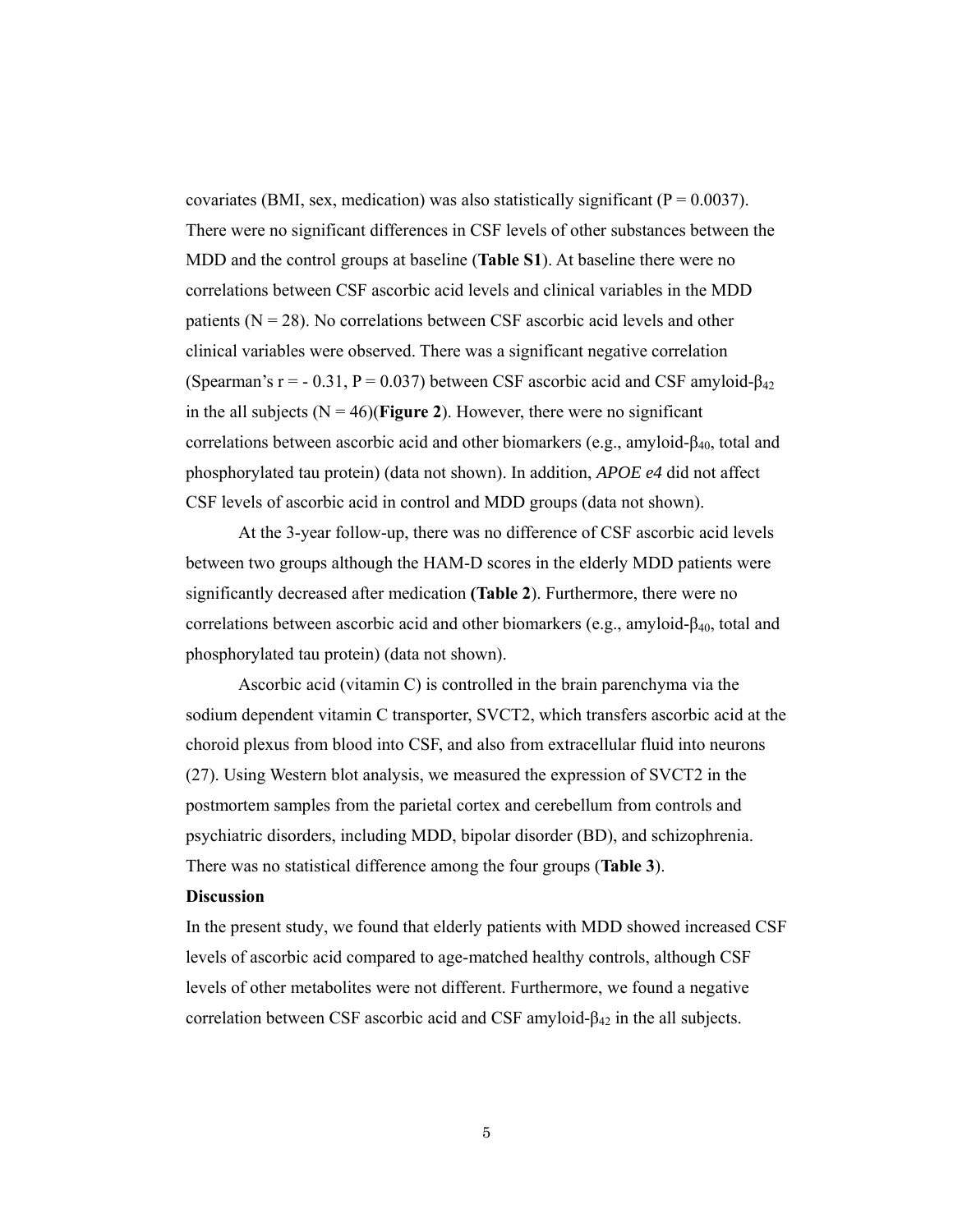covariates (BMI, sex, medication) was also statistically significant ($P = 0.0037$). There were no significant differences in CSF levels of other substances between the MDD and the control groups at baseline (**Table S1**). At baseline there were no correlations between CSF ascorbic acid levels and clinical variables in the MDD patients ($N = 28$). No correlations between CSF ascorbic acid levels and other clinical variables were observed. There was a significant negative correlation (Spearman's $r = -0.31$, $P = 0.037$) between CSF ascorbic acid and CSF amyloid-$\beta_{42}$ in the all subjects ($N = 46$)(**Figure 2**). However, there were no significant correlations between ascorbic acid and other biomarkers (e.g., amyloid-$\beta_{40}$, total and phosphorylated tau protein) (data not shown). In addition, *APOE e4* did not affect CSF levels of ascorbic acid in control and MDD groups (data not shown).

At the 3-year follow-up, there was no difference of CSF ascorbic acid levels between two groups although the HAM-D scores in the elderly MDD patients were significantly decreased after medication **(Table 2**). Furthermore, there were no correlations between ascorbic acid and other biomarkers (e.g., amyloid-$\beta_{40}$, total and phosphorylated tau protein) (data not shown).

Ascorbic acid (vitamin C) is controlled in the brain parenchyma via the sodium dependent vitamin C transporter, SVCT2, which transfers ascorbic acid at the choroid plexus from blood into CSF, and also from extracellular fluid into neurons (27). Using Western blot analysis, we measured the expression of SVCT2 in the postmortem samples from the parietal cortex and cerebellum from controls and psychiatric disorders, including MDD, bipolar disorder (BD), and schizophrenia. There was no statistical difference among the four groups (**Table 3**).

**Discussion**

In the present study, we found that elderly patients with MDD showed increased CSF levels of ascorbic acid compared to age-matched healthy controls, although CSF levels of other metabolites were not different. Furthermore, we found a negative correlation between CSF ascorbic acid and CSF amyloid-$\beta_{42}$ in the all subjects.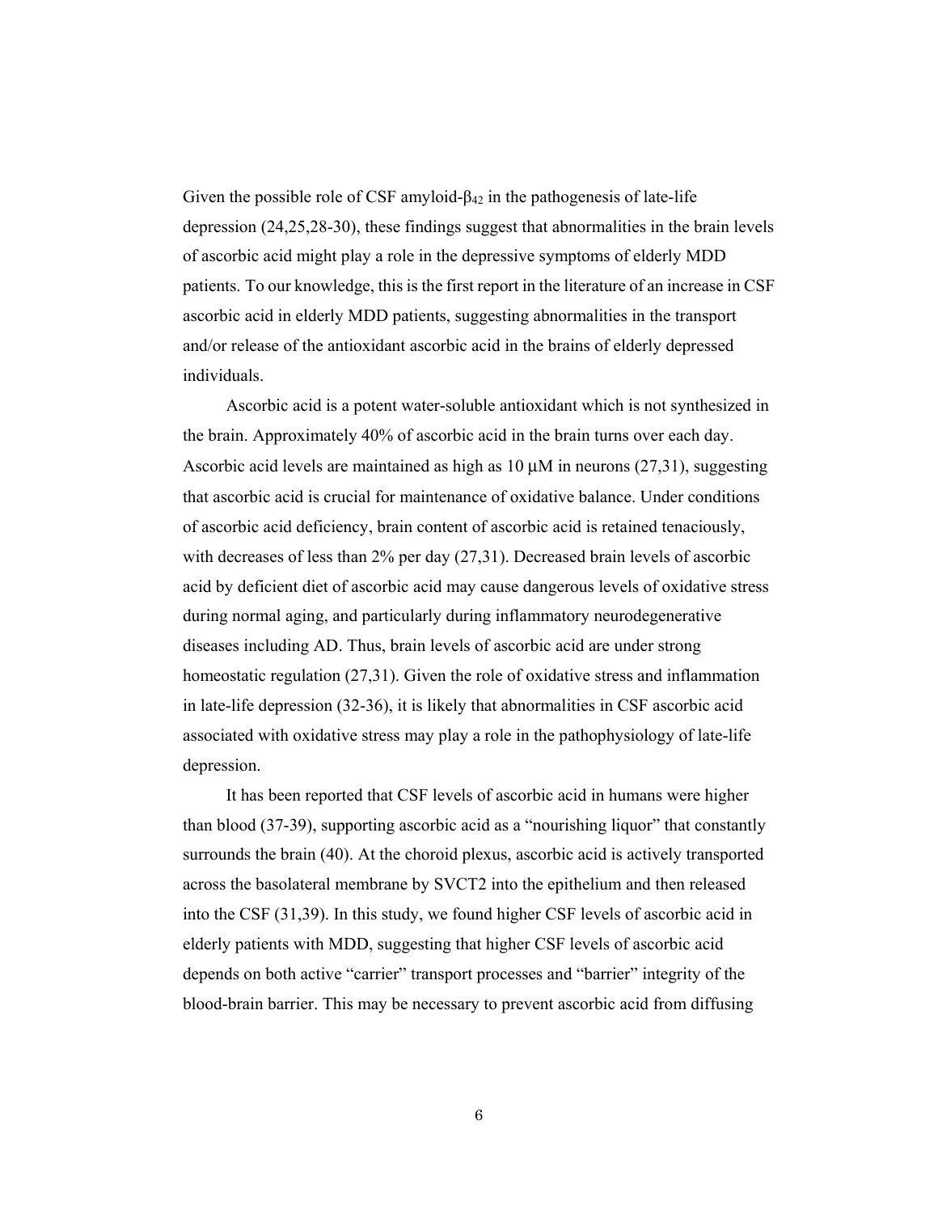Given the possible role of CSF amyloid-$\beta_{42}$ in the pathogenesis of late-life depression (24,25,28-30), these findings suggest that abnormalities in the brain levels of ascorbic acid might play a role in the depressive symptoms of elderly MDD patients. To our knowledge, this is the first report in the literature of an increase in CSF ascorbic acid in elderly MDD patients, suggesting abnormalities in the transport and/or release of the antioxidant ascorbic acid in the brains of elderly depressed individuals.

Ascorbic acid is a potent water-soluble antioxidant which is not synthesized in the brain. Approximately 40% of ascorbic acid in the brain turns over each day. Ascorbic acid levels are maintained as high as 10 μM in neurons (27,31), suggesting that ascorbic acid is crucial for maintenance of oxidative balance. Under conditions of ascorbic acid deficiency, brain content of ascorbic acid is retained tenaciously, with decreases of less than 2% per day (27,31). Decreased brain levels of ascorbic acid by deficient diet of ascorbic acid may cause dangerous levels of oxidative stress during normal aging, and particularly during inflammatory neurodegenerative diseases including AD. Thus, brain levels of ascorbic acid are under strong homeostatic regulation (27,31). Given the role of oxidative stress and inflammation in late-life depression (32-36), it is likely that abnormalities in CSF ascorbic acid associated with oxidative stress may play a role in the pathophysiology of late-life depression.

It has been reported that CSF levels of ascorbic acid in humans were higher than blood (37-39), supporting ascorbic acid as a "nourishing liquor" that constantly surrounds the brain (40). At the choroid plexus, ascorbic acid is actively transported across the basolateral membrane by SVCT2 into the epithelium and then released into the CSF (31,39). In this study, we found higher CSF levels of ascorbic acid in elderly patients with MDD, suggesting that higher CSF levels of ascorbic acid depends on both active "carrier" transport processes and "barrier" integrity of the blood-brain barrier. This may be necessary to prevent ascorbic acid from diffusing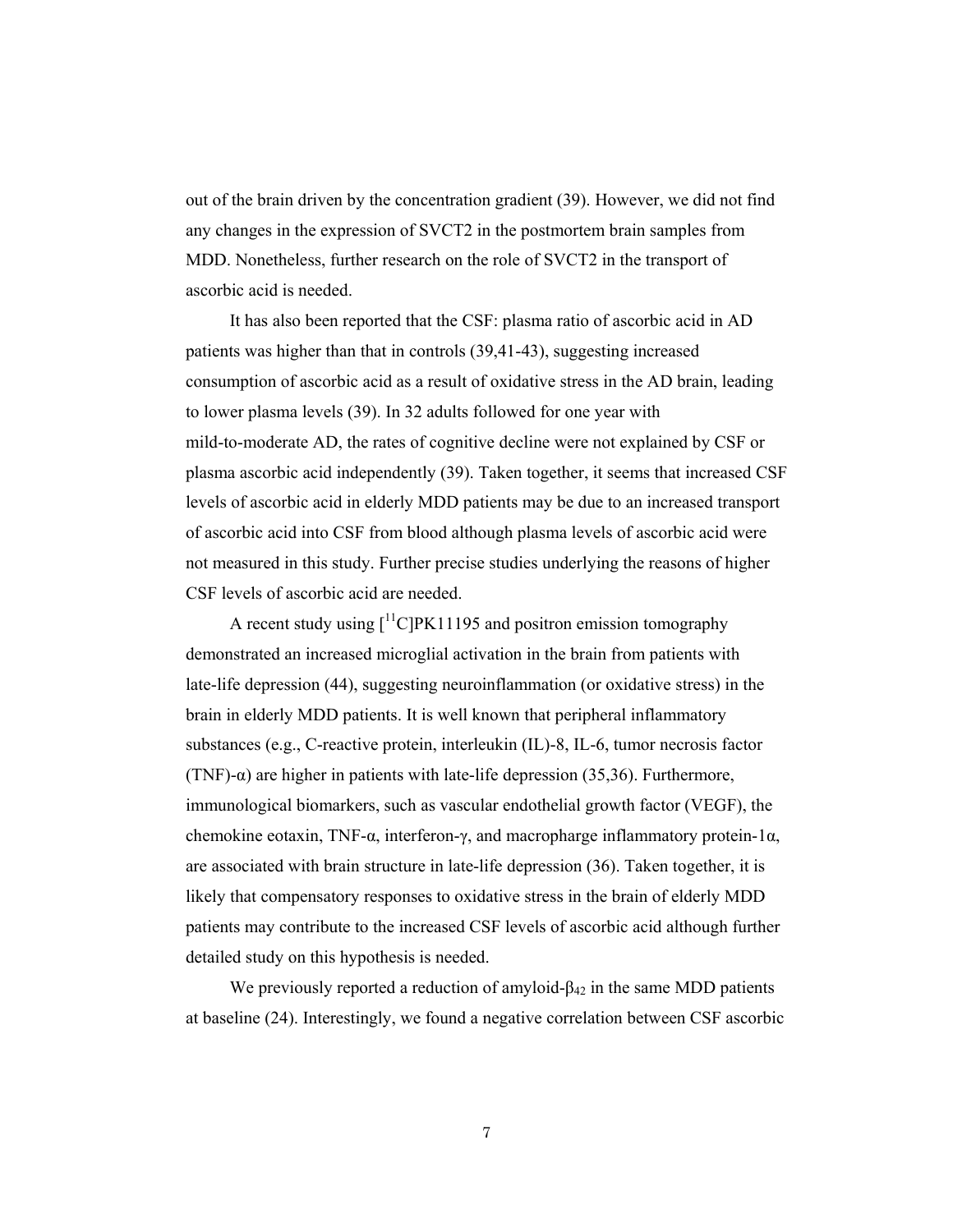out of the brain driven by the concentration gradient (39). However, we did not find any changes in the expression of SVCT2 in the postmortem brain samples from MDD. Nonetheless, further research on the role of SVCT2 in the transport of ascorbic acid is needed.

It has also been reported that the CSF: plasma ratio of ascorbic acid in AD patients was higher than that in controls (39,41-43), suggesting increased consumption of ascorbic acid as a result of oxidative stress in the AD brain, leading to lower plasma levels (39). In 32 adults followed for one year with mild-to-moderate AD, the rates of cognitive decline were not explained by CSF or plasma ascorbic acid independently (39). Taken together, it seems that increased CSF levels of ascorbic acid in elderly MDD patients may be due to an increased transport of ascorbic acid into CSF from blood although plasma levels of ascorbic acid were not measured in this study. Further precise studies underlying the reasons of higher CSF levels of ascorbic acid are needed.

A recent study using [$^{11}$C]PK11195 and positron emission tomography demonstrated an increased microglial activation in the brain from patients with late-life depression (44), suggesting neuroinflammation (or oxidative stress) in the brain in elderly MDD patients. It is well known that peripheral inflammatory substances (e.g., C-reactive protein, interleukin (IL)-8, IL-6, tumor necrosis factor (TNF)-α) are higher in patients with late-life depression (35,36). Furthermore, immunological biomarkers, such as vascular endothelial growth factor (VEGF), the chemokine eotaxin, TNF-α, interferon-γ, and macropharge inflammatory protein-1α, are associated with brain structure in late-life depression (36). Taken together, it is likely that compensatory responses to oxidative stress in the brain of elderly MDD patients may contribute to the increased CSF levels of ascorbic acid although further detailed study on this hypothesis is needed.

We previously reported a reduction of amyloid-$\beta_{42}$ in the same MDD patients at baseline (24). Interestingly, we found a negative correlation between CSF ascorbic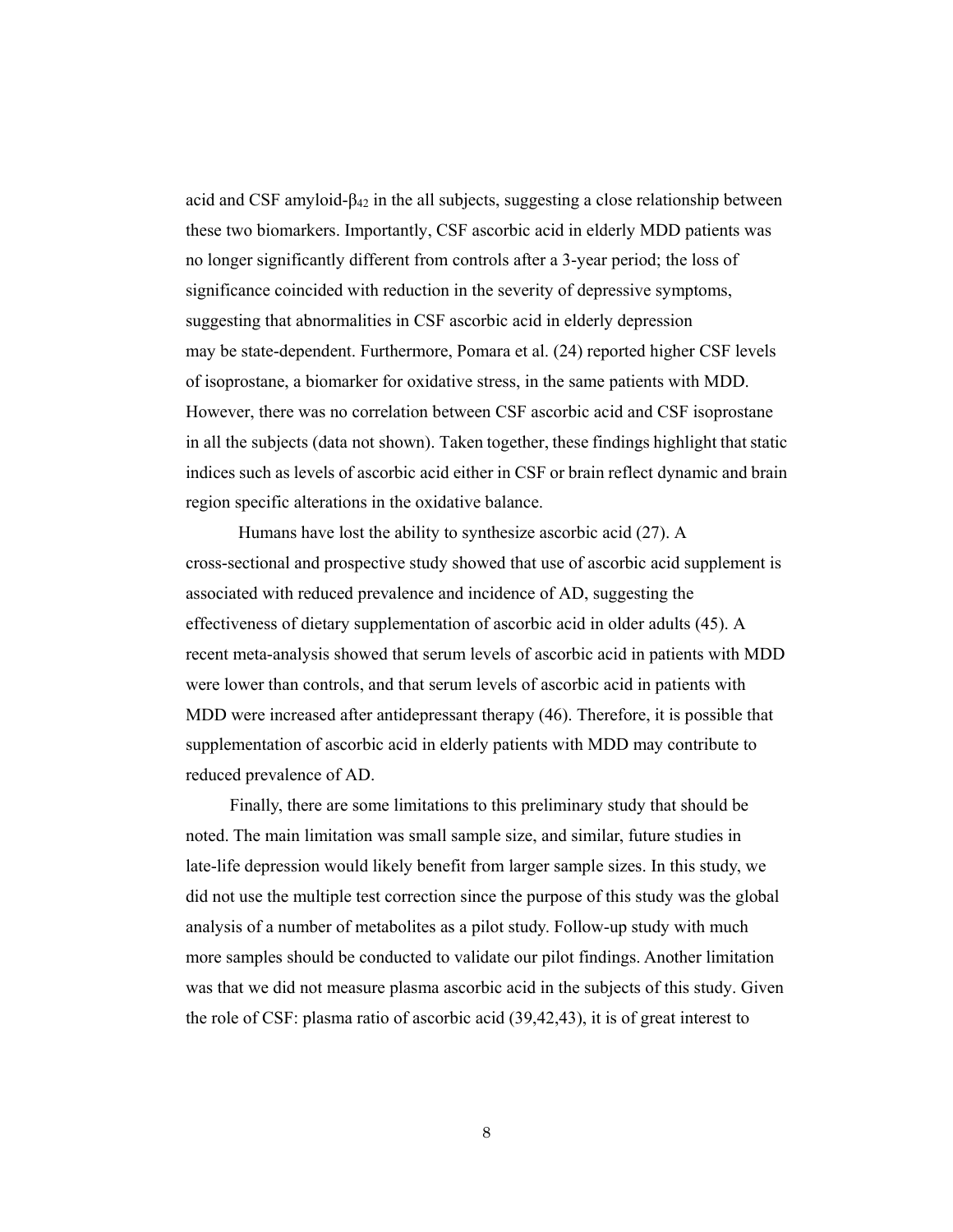acid and CSF amyloid-$\beta_{42}$ in the all subjects, suggesting a close relationship between these two biomarkers. Importantly, CSF ascorbic acid in elderly MDD patients was no longer significantly different from controls after a 3-year period; the loss of significance coincided with reduction in the severity of depressive symptoms, suggesting that abnormalities in CSF ascorbic acid in elderly depression may be state-dependent. Furthermore, Pomara et al. (24) reported higher CSF levels of isoprostane, a biomarker for oxidative stress, in the same patients with MDD. However, there was no correlation between CSF ascorbic acid and CSF isoprostane in all the subjects (data not shown). Taken together, these findings highlight that static indices such as levels of ascorbic acid either in CSF or brain reflect dynamic and brain region specific alterations in the oxidative balance.

Humans have lost the ability to synthesize ascorbic acid (27). A cross-sectional and prospective study showed that use of ascorbic acid supplement is associated with reduced prevalence and incidence of AD, suggesting the effectiveness of dietary supplementation of ascorbic acid in older adults (45). A recent meta-analysis showed that serum levels of ascorbic acid in patients with MDD were lower than controls, and that serum levels of ascorbic acid in patients with MDD were increased after antidepressant therapy (46). Therefore, it is possible that supplementation of ascorbic acid in elderly patients with MDD may contribute to reduced prevalence of AD.

Finally, there are some limitations to this preliminary study that should be noted. The main limitation was small sample size, and similar, future studies in late-life depression would likely benefit from larger sample sizes. In this study, we did not use the multiple test correction since the purpose of this study was the global analysis of a number of metabolites as a pilot study. Follow-up study with much more samples should be conducted to validate our pilot findings. Another limitation was that we did not measure plasma ascorbic acid in the subjects of this study. Given the role of CSF: plasma ratio of ascorbic acid (39,42,43), it is of great interest to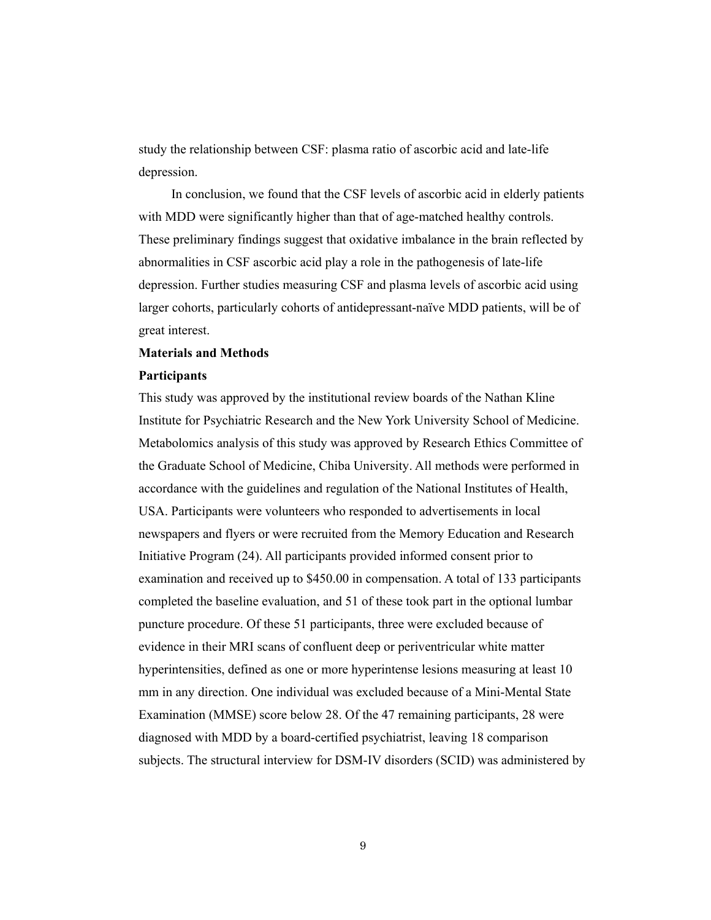study the relationship between CSF: plasma ratio of ascorbic acid and late-life depression.

In conclusion, we found that the CSF levels of ascorbic acid in elderly patients with MDD were significantly higher than that of age-matched healthy controls. These preliminary findings suggest that oxidative imbalance in the brain reflected by abnormalities in CSF ascorbic acid play a role in the pathogenesis of late-life depression. Further studies measuring CSF and plasma levels of ascorbic acid using larger cohorts, particularly cohorts of antidepressant-naïve MDD patients, will be of great interest.

## Materials and Methods

### Participants

This study was approved by the institutional review boards of the Nathan Kline Institute for Psychiatric Research and the New York University School of Medicine. Metabolomics analysis of this study was approved by Research Ethics Committee of the Graduate School of Medicine, Chiba University. All methods were performed in accordance with the guidelines and regulation of the National Institutes of Health, USA. Participants were volunteers who responded to advertisements in local newspapers and flyers or were recruited from the Memory Education and Research Initiative Program (24). All participants provided informed consent prior to examination and received up to $450.00 in compensation. A total of 133 participants completed the baseline evaluation, and 51 of these took part in the optional lumbar puncture procedure. Of these 51 participants, three were excluded because of evidence in their MRI scans of confluent deep or periventricular white matter hyperintensities, defined as one or more hyperintense lesions measuring at least 10 mm in any direction. One individual was excluded because of a Mini-Mental State Examination (MMSE) score below 28. Of the 47 remaining participants, 28 were diagnosed with MDD by a board-certified psychiatrist, leaving 18 comparison subjects. The structural interview for DSM-IV disorders (SCID) was administered by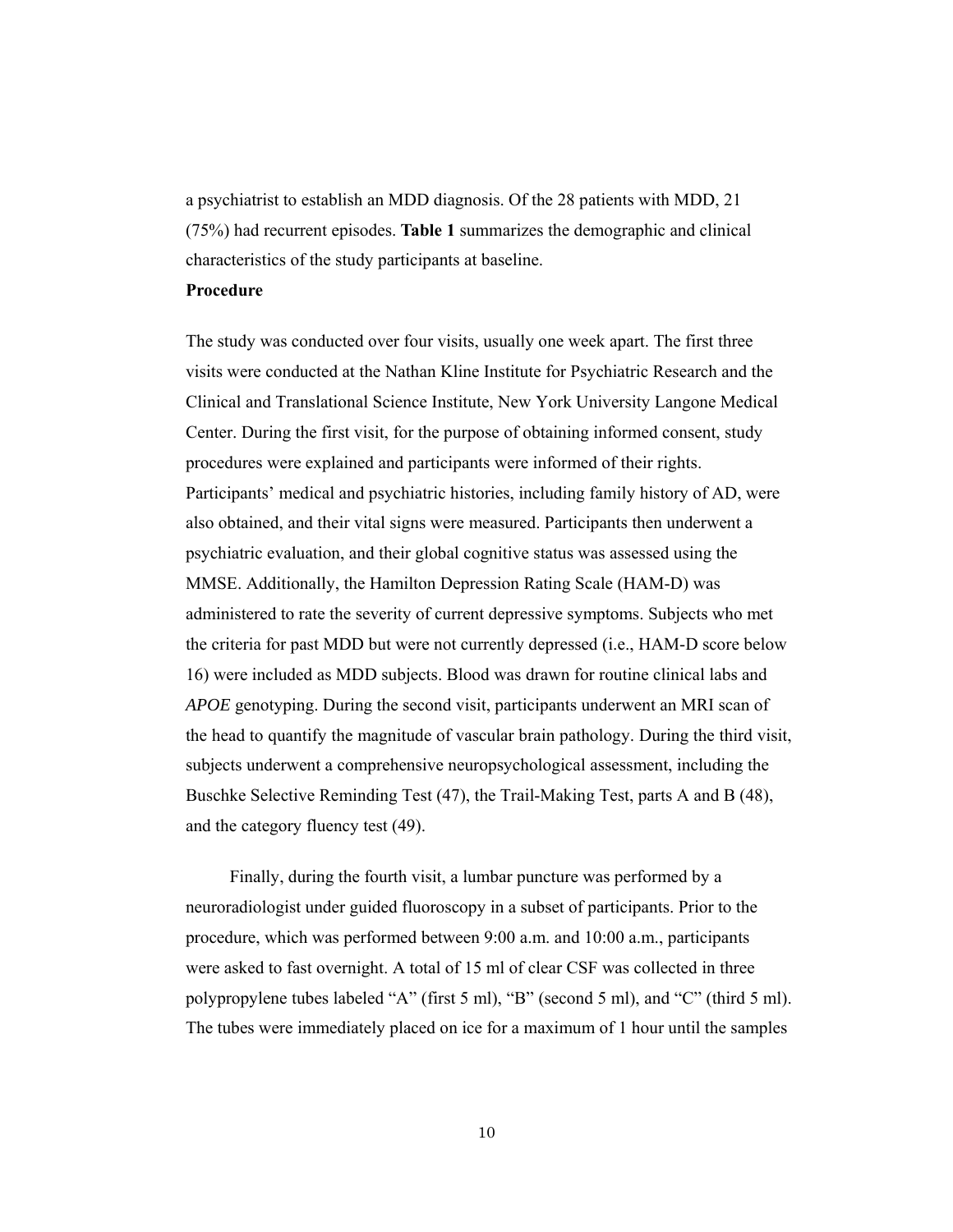a psychiatrist to establish an MDD diagnosis. Of the 28 patients with MDD, 21 (75%) had recurrent episodes. **Table 1** summarizes the demographic and clinical characteristics of the study participants at baseline.

**Procedure**

The study was conducted over four visits, usually one week apart. The first three visits were conducted at the Nathan Kline Institute for Psychiatric Research and the Clinical and Translational Science Institute, New York University Langone Medical Center. During the first visit, for the purpose of obtaining informed consent, study procedures were explained and participants were informed of their rights. Participants' medical and psychiatric histories, including family history of AD, were also obtained, and their vital signs were measured. Participants then underwent a psychiatric evaluation, and their global cognitive status was assessed using the MMSE. Additionally, the Hamilton Depression Rating Scale (HAM-D) was administered to rate the severity of current depressive symptoms. Subjects who met the criteria for past MDD but were not currently depressed (i.e., HAM-D score below 16) were included as MDD subjects. Blood was drawn for routine clinical labs and *APOE* genotyping. During the second visit, participants underwent an MRI scan of the head to quantify the magnitude of vascular brain pathology. During the third visit, subjects underwent a comprehensive neuropsychological assessment, including the Buschke Selective Reminding Test (47), the Trail-Making Test, parts A and B (48), and the category fluency test (49).

Finally, during the fourth visit, a lumbar puncture was performed by a neuroradiologist under guided fluoroscopy in a subset of participants. Prior to the procedure, which was performed between 9:00 a.m. and 10:00 a.m., participants were asked to fast overnight. A total of 15 ml of clear CSF was collected in three polypropylene tubes labeled "A" (first 5 ml), "B" (second 5 ml), and "C" (third 5 ml). The tubes were immediately placed on ice for a maximum of 1 hour until the samples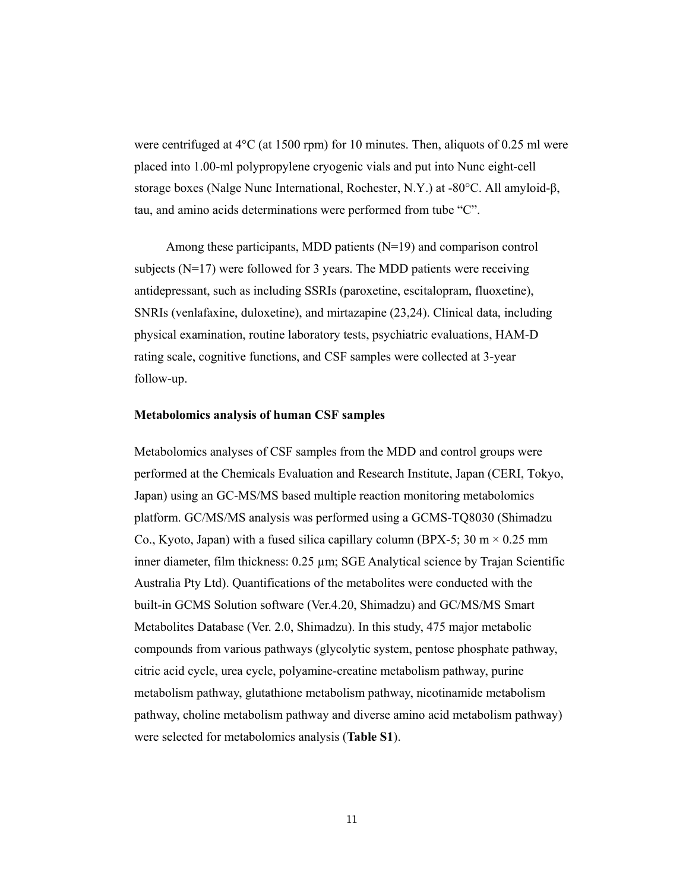were centrifuged at 4°C (at 1500 rpm) for 10 minutes. Then, aliquots of 0.25 ml were placed into 1.00-ml polypropylene cryogenic vials and put into Nunc eight-cell storage boxes (Nalge Nunc International, Rochester, N.Y.) at -80°C. All amyloid-β, tau, and amino acids determinations were performed from tube "C".

Among these participants, MDD patients (N=19) and comparison control subjects (N=17) were followed for 3 years. The MDD patients were receiving antidepressant, such as including SSRIs (paroxetine, escitalopram, fluoxetine), SNRIs (venlafaxine, duloxetine), and mirtazapine (23,24). Clinical data, including physical examination, routine laboratory tests, psychiatric evaluations, HAM-D rating scale, cognitive functions, and CSF samples were collected at 3-year follow-up.

**Metabolomics analysis of human CSF samples**

Metabolomics analyses of CSF samples from the MDD and control groups were performed at the Chemicals Evaluation and Research Institute, Japan (CERI, Tokyo, Japan) using an GC-MS/MS based multiple reaction monitoring metabolomics platform. GC/MS/MS analysis was performed using a GCMS-TQ8030 (Shimadzu Co., Kyoto, Japan) with a fused silica capillary column (BPX-5; 30 m × 0.25 mm inner diameter, film thickness: 0.25 μm; SGE Analytical science by Trajan Scientific Australia Pty Ltd). Quantifications of the metabolites were conducted with the built-in GCMS Solution software (Ver.4.20, Shimadzu) and GC/MS/MS Smart Metabolites Database (Ver. 2.0, Shimadzu). In this study, 475 major metabolic compounds from various pathways (glycolytic system, pentose phosphate pathway, citric acid cycle, urea cycle, polyamine-creatine metabolism pathway, purine metabolism pathway, glutathione metabolism pathway, nicotinamide metabolism pathway, choline metabolism pathway and diverse amino acid metabolism pathway) were selected for metabolomics analysis (**Table S1**).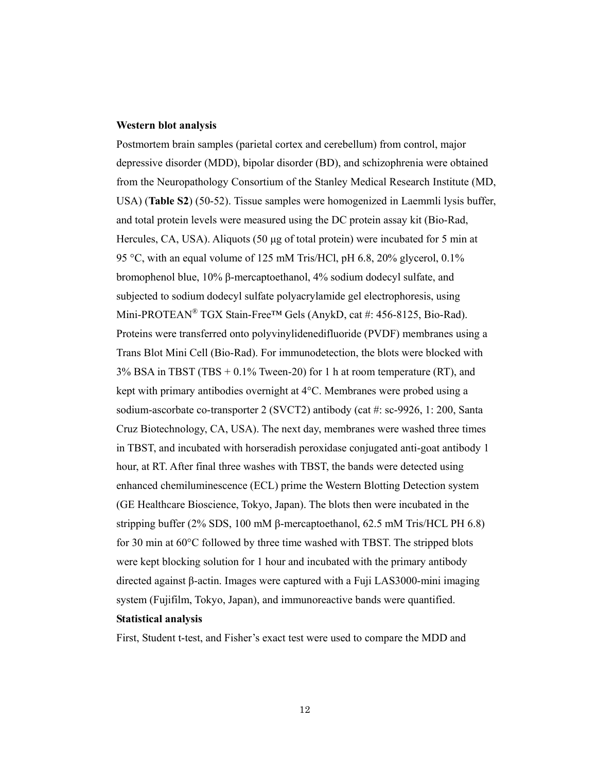**Western blot analysis**

Postmortem brain samples (parietal cortex and cerebellum) from control, major depressive disorder (MDD), bipolar disorder (BD), and schizophrenia were obtained from the Neuropathology Consortium of the Stanley Medical Research Institute (MD, USA) (**Table S2**) (50-52). Tissue samples were homogenized in Laemmli lysis buffer, and total protein levels were measured using the DC protein assay kit (Bio-Rad, Hercules, CA, USA). Aliquots (50 μg of total protein) were incubated for 5 min at 95 °C, with an equal volume of 125 mM Tris/HCl, pH 6.8, 20% glycerol, 0.1% bromophenol blue, 10% β-mercaptoethanol, 4% sodium dodecyl sulfate, and subjected to sodium dodecyl sulfate polyacrylamide gel electrophoresis, using Mini-PROTEAN® TGX Stain-Free™ Gels (AnykD, cat #: 456-8125, Bio-Rad). Proteins were transferred onto polyvinylidenedifluoride (PVDF) membranes using a Trans Blot Mini Cell (Bio-Rad). For immunodetection, the blots were blocked with 3% BSA in TBST (TBS + 0.1% Tween-20) for 1 h at room temperature (RT), and kept with primary antibodies overnight at 4°C. Membranes were probed using a sodium-ascorbate co-transporter 2 (SVCT2) antibody (cat #: sc-9926, 1: 200, Santa Cruz Biotechnology, CA, USA). The next day, membranes were washed three times in TBST, and incubated with horseradish peroxidase conjugated anti-goat antibody 1 hour, at RT. After final three washes with TBST, the bands were detected using enhanced chemiluminescence (ECL) prime the Western Blotting Detection system (GE Healthcare Bioscience, Tokyo, Japan). The blots then were incubated in the stripping buffer (2% SDS, 100 mM β-mercaptoethanol, 62.5 mM Tris/HCL PH 6.8) for 30 min at 60°C followed by three time washed with TBST. The stripped blots were kept blocking solution for 1 hour and incubated with the primary antibody directed against β-actin. Images were captured with a Fuji LAS3000-mini imaging system (Fujifilm, Tokyo, Japan), and immunoreactive bands were quantified.

**Statistical analysis**

First, Student t-test, and Fisher's exact test were used to compare the MDD and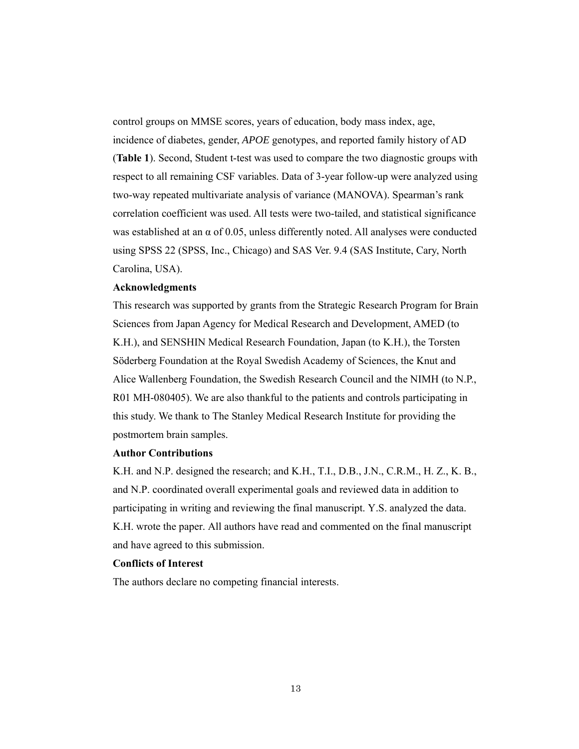control groups on MMSE scores, years of education, body mass index, age, incidence of diabetes, gender, *APOE* genotypes, and reported family history of AD (**Table 1**). Second, Student t-test was used to compare the two diagnostic groups with respect to all remaining CSF variables. Data of 3-year follow-up were analyzed using two-way repeated multivariate analysis of variance (MANOVA). Spearman's rank correlation coefficient was used. All tests were two-tailed, and statistical significance was established at an $\alpha$ of 0.05, unless differently noted. All analyses were conducted using SPSS 22 (SPSS, Inc., Chicago) and SAS Ver. 9.4 (SAS Institute, Cary, North Carolina, USA).

**Acknowledgments**

This research was supported by grants from the Strategic Research Program for Brain Sciences from Japan Agency for Medical Research and Development, AMED (to K.H.), and SENSHIN Medical Research Foundation, Japan (to K.H.), the Torsten Söderberg Foundation at the Royal Swedish Academy of Sciences, the Knut and Alice Wallenberg Foundation, the Swedish Research Council and the NIMH (to N.P., R01 MH-080405). We are also thankful to the patients and controls participating in this study. We thank to The Stanley Medical Research Institute for providing the postmortem brain samples.

**Author Contributions**

K.H. and N.P. designed the research; and K.H., T.I., D.B., J.N., C.R.M., H. Z., K. B., and N.P. coordinated overall experimental goals and reviewed data in addition to participating in writing and reviewing the final manuscript. Y.S. analyzed the data. K.H. wrote the paper. All authors have read and commented on the final manuscript and have agreed to this submission.

**Conflicts of Interest**

The authors declare no competing financial interests.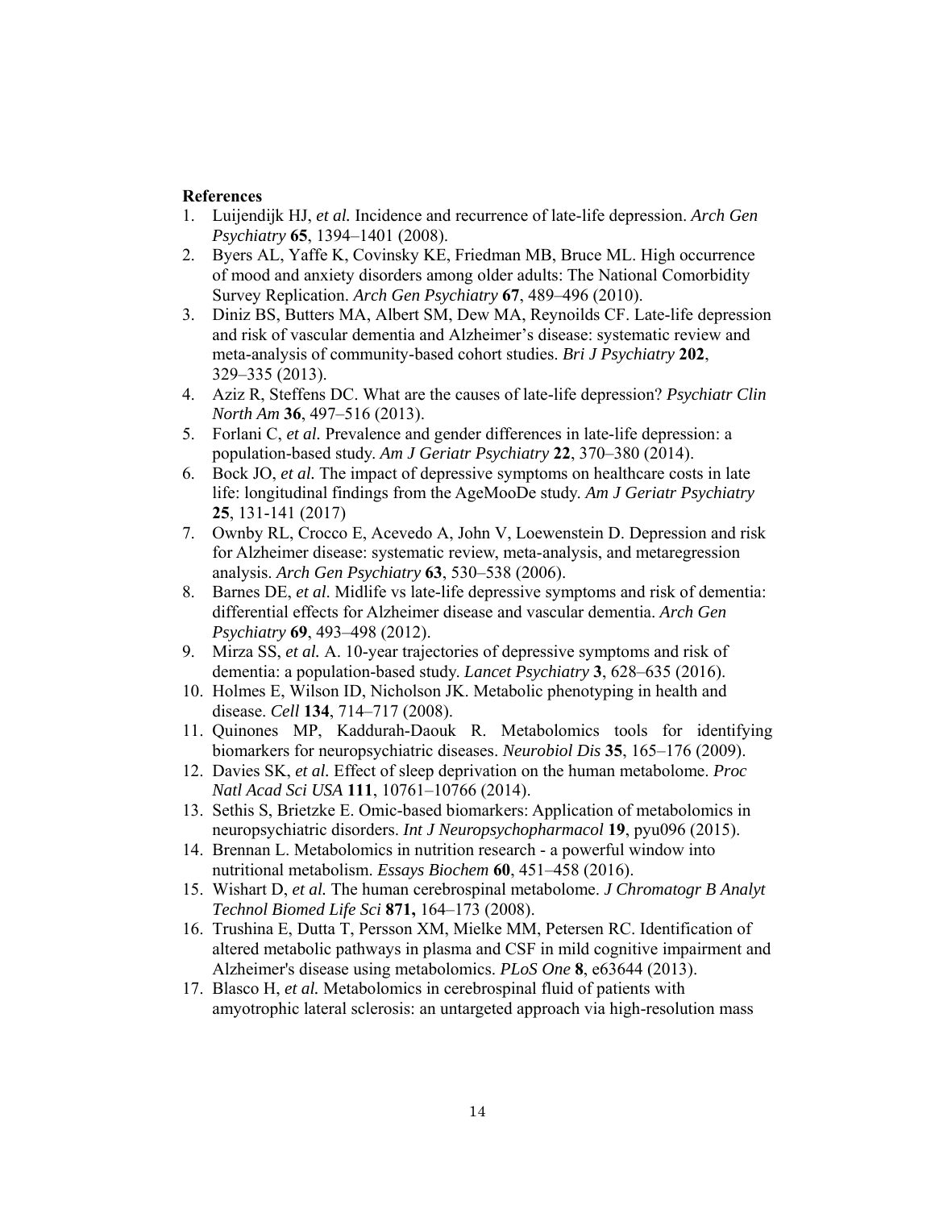**References**

1. Luijendijk HJ, *et al.* Incidence and recurrence of late-life depression. *Arch Gen Psychiatry* **65**, 1394–1401 (2008).
2. Byers AL, Yaffe K, Covinsky KE, Friedman MB, Bruce ML. High occurrence of mood and anxiety disorders among older adults: The National Comorbidity Survey Replication. *Arch Gen Psychiatry* **67**, 489–496 (2010).
3. Diniz BS, Butters MA, Albert SM, Dew MA, Reynoilds CF. Late-life depression and risk of vascular dementia and Alzheimer's disease: systematic review and meta-analysis of community-based cohort studies. *Bri J Psychiatry* **202**, 329–335 (2013).
4. Aziz R, Steffens DC. What are the causes of late-life depression? *Psychiatr Clin North Am* **36**, 497–516 (2013).
5. Forlani C, *et al.* Prevalence and gender differences in late-life depression: a population-based study. *Am J Geriatr Psychiatry* **22**, 370–380 (2014).
6. Bock JO, *et al.* The impact of depressive symptoms on healthcare costs in late life: longitudinal findings from the AgeMooDe study. *Am J Geriatr Psychiatry* **25**, 131-141 (2017)
7. Ownby RL, Crocco E, Acevedo A, John V, Loewenstein D. Depression and risk for Alzheimer disease: systematic review, meta-analysis, and metaregression analysis. *Arch Gen Psychiatry* **63**, 530–538 (2006).
8. Barnes DE, *et al*. Midlife vs late-life depressive symptoms and risk of dementia: differential effects for Alzheimer disease and vascular dementia. *Arch Gen Psychiatry* **69**, 493–498 (2012).
9. Mirza SS, *et al.* A. 10-year trajectories of depressive symptoms and risk of dementia: a population-based study. *Lancet Psychiatry* **3**, 628–635 (2016).
10. Holmes E, Wilson ID, Nicholson JK. Metabolic phenotyping in health and disease. *Cell* **134**, 714–717 (2008).
11. Quinones MP, Kaddurah-Daouk R. Metabolomics tools for identifying biomarkers for neuropsychiatric diseases. *Neurobiol Dis* **35**, 165–176 (2009).
12. Davies SK, *et al.* Effect of sleep deprivation on the human metabolome. *Proc Natl Acad Sci USA* **111**, 10761–10766 (2014).
13. Sethis S, Brietzke E. Omic-based biomarkers: Application of metabolomics in neuropsychiatric disorders. *Int J Neuropsychopharmacol* **19**, pyu096 (2015).
14. Brennan L. Metabolomics in nutrition research - a powerful window into nutritional metabolism. *Essays Biochem* **60**, 451–458 (2016).
15. Wishart D, *et al.* The human cerebrospinal metabolome. *J Chromatogr B Analyt Technol Biomed Life Sci* **871,** 164–173 (2008).
16. Trushina E, Dutta T, Persson XM, Mielke MM, Petersen RC. Identification of altered metabolic pathways in plasma and CSF in mild cognitive impairment and Alzheimer's disease using metabolomics. *PLoS One* **8**, e63644 (2013).
17. Blasco H, *et al.* Metabolomics in cerebrospinal fluid of patients with amyotrophic lateral sclerosis: an untargeted approach via high-resolution mass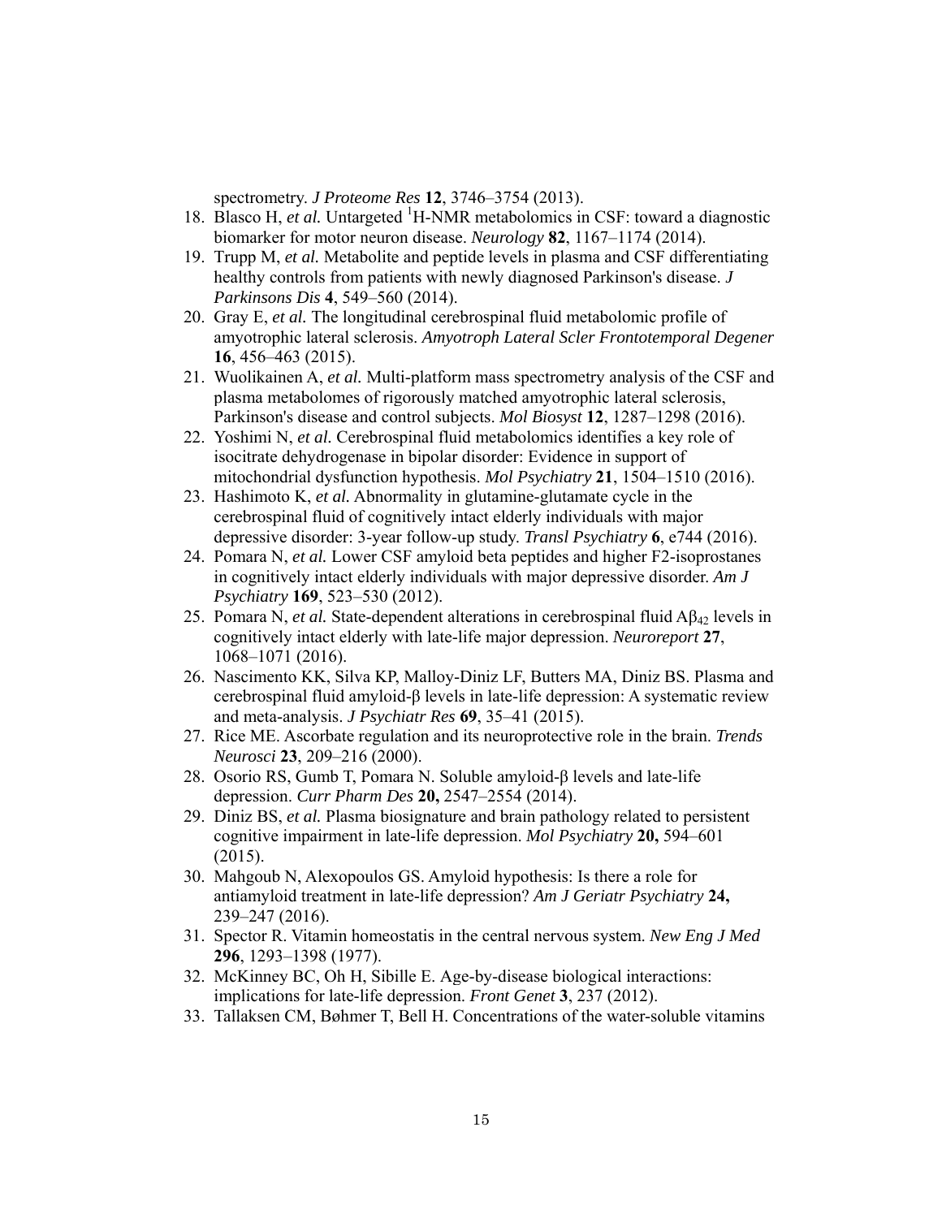spectrometry. *J Proteome Res* **12**, 3746–3754 (2013).

18. Blasco H, *et al.* Untargeted $^{1}$H-NMR metabolomics in CSF: toward a diagnostic biomarker for motor neuron disease. *Neurology* **82**, 1167–1174 (2014).
19. Trupp M, *et al.* Metabolite and peptide levels in plasma and CSF differentiating healthy controls from patients with newly diagnosed Parkinson's disease. *J Parkinsons Dis* **4**, 549–560 (2014).
20. Gray E, *et al.* The longitudinal cerebrospinal fluid metabolomic profile of amyotrophic lateral sclerosis. *Amyotroph Lateral Scler Frontotemporal Degener* **16**, 456–463 (2015).
21. Wuolikainen A, *et al.* Multi-platform mass spectrometry analysis of the CSF and plasma metabolomes of rigorously matched amyotrophic lateral sclerosis, Parkinson's disease and control subjects. *Mol Biosyst* **12**, 1287–1298 (2016).
22. Yoshimi N, *et al.* Cerebrospinal fluid metabolomics identifies a key role of isocitrate dehydrogenase in bipolar disorder: Evidence in support of mitochondrial dysfunction hypothesis. *Mol Psychiatry* **21**, 1504–1510 (2016).
23. Hashimoto K, *et al.* Abnormality in glutamine-glutamate cycle in the cerebrospinal fluid of cognitively intact elderly individuals with major depressive disorder: 3-year follow-up study. *Transl Psychiatry* **6**, e744 (2016).
24. Pomara N, *et al.* Lower CSF amyloid beta peptides and higher F2-isoprostanes in cognitively intact elderly individuals with major depressive disorder. *Am J Psychiatry* **169**, 523–530 (2012).
25. Pomara N, *et al.* State-dependent alterations in cerebrospinal fluid $A\beta_{42}$ levels in cognitively intact elderly with late-life major depression. *Neuroreport* **27**, 1068–1071 (2016).
26. Nascimento KK, Silva KP, Malloy-Diniz LF, Butters MA, Diniz BS. Plasma and cerebrospinal fluid amyloid-β levels in late-life depression: A systematic review and meta-analysis. *J Psychiatr Res* **69**, 35–41 (2015).
27. Rice ME. Ascorbate regulation and its neuroprotective role in the brain. *Trends Neurosci* **23**, 209–216 (2000).
28. Osorio RS, Gumb T, Pomara N. Soluble amyloid-β levels and late-life depression. *Curr Pharm Des* **20,** 2547–2554 (2014).
29. Diniz BS, *et al.* Plasma biosignature and brain pathology related to persistent cognitive impairment in late-life depression. *Mol Psychiatry* **20,** 594–601 (2015).
30. Mahgoub N, Alexopoulos GS. Amyloid hypothesis: Is there a role for antiamyloid treatment in late-life depression? *Am J Geriatr Psychiatry* **24,** 239–247 (2016).
31. Spector R. Vitamin homeostatis in the central nervous system. *New Eng J Med* **296**, 1293–1398 (1977).
32. McKinney BC, Oh H, Sibille E. Age-by-disease biological interactions: implications for late-life depression. *Front Genet* **3**, 237 (2012).
33. Tallaksen CM, Bøhmer T, Bell H. Concentrations of the water-soluble vitamins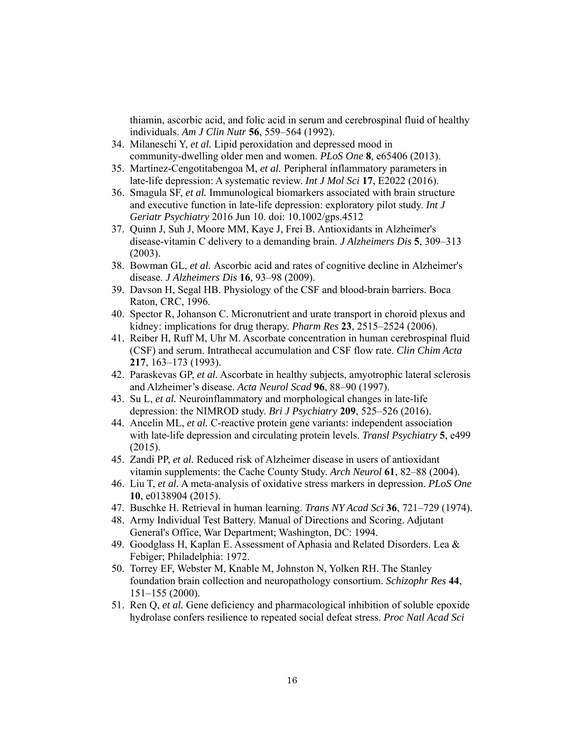thiamin, ascorbic acid, and folic acid in serum and cerebrospinal fluid of healthy individuals. *Am J Clin Nutr* **56**, 559–564 (1992).

34. Milaneschi Y, *et al.* Lipid peroxidation and depressed mood in community-dwelling older men and women. *PLoS One* **8**, e65406 (2013).
35. Martínez-Cengotitabengoa M, *et al.* Peripheral inflammatory parameters in late-life depression: A systematic review. *Int J Mol Sci* **17**, E2022 (2016).
36. Smagula SF, *et al.* Immunological biomarkers associated with brain structure and executive function in late-life depression: exploratory pilot study. *Int J Geriatr Psychiatry* 2016 Jun 10. doi: 10.1002/gps.4512
37. Quinn J, Suh J, Moore MM, Kaye J, Frei B. Antioxidants in Alzheimer's disease-vitamin C delivery to a demanding brain. *J Alzheimers Dis* **5**, 309–313 (2003).
38. Bowman GL, *et al.* Ascorbic acid and rates of cognitive decline in Alzheimer's disease. *J Alzheimers Dis* **16**, 93–98 (2009).
39. Davson H, Segal HB. Physiology of the CSF and blood-brain barriers. Boca Raton, CRC, 1996.
40. Spector R, Johanson C. Micronutrient and urate transport in choroid plexus and kidney: implications for drug therapy. *Pharm Res* **23**, 2515–2524 (2006).
41. Reiber H, Ruff M, Uhr M. Ascorbate concentration in human cerebrospinal fluid (CSF) and serum. Intrathecal accumulation and CSF flow rate. *Clin Chim Acta* **217**, 163–173 (1993).
42. Paraskevas GP, *et al.* Ascorbate in healthy subjects, amyotrophic lateral sclerosis and Alzheimer's disease. *Acta Neurol Scad* **96**, 88–90 (1997).
43. Su L, *et al.* Neuroinflammatory and morphological changes in late-life depression: the NIMROD study. *Bri J Psychiatry* **209**, 525–526 (2016).
44. Ancelin ML, *et al.* C-reactive protein gene variants: independent association with late-life depression and circulating protein levels. *Transl Psychiatry* **5**, e499 (2015).
45. Zandi PP, *et al.* Reduced risk of Alzheimer disease in users of antioxidant vitamin supplements: the Cache County Study. *Arch Neurol* **61**, 82–88 (2004).
46. Liu T, *et al.* A meta-analysis of oxidative stress markers in depression. *PLoS One* **10**, e0138904 (2015).
47. Buschke H. Retrieval in human learning. *Trans NY Acad Sci* **36**, 721–729 (1974).
48. Army Individual Test Battery. Manual of Directions and Scoring. Adjutant General's Office, War Department; Washington, DC: 1994.
49. Goodglass H, Kaplan E. Assessment of Aphasia and Related Disorders. Lea & Febiger; Philadelphia: 1972.
50. Torrey EF, Webster M, Knable M, Johnston N, Yolken RH. The Stanley foundation brain collection and neuropathology consortium. *Schizophr Res* **44**, 151–155 (2000).
51. Ren Q, *et al.* Gene deficiency and pharmacological inhibition of soluble epoxide hydrolase confers resilience to repeated social defeat stress. *Proc Natl Acad Sci*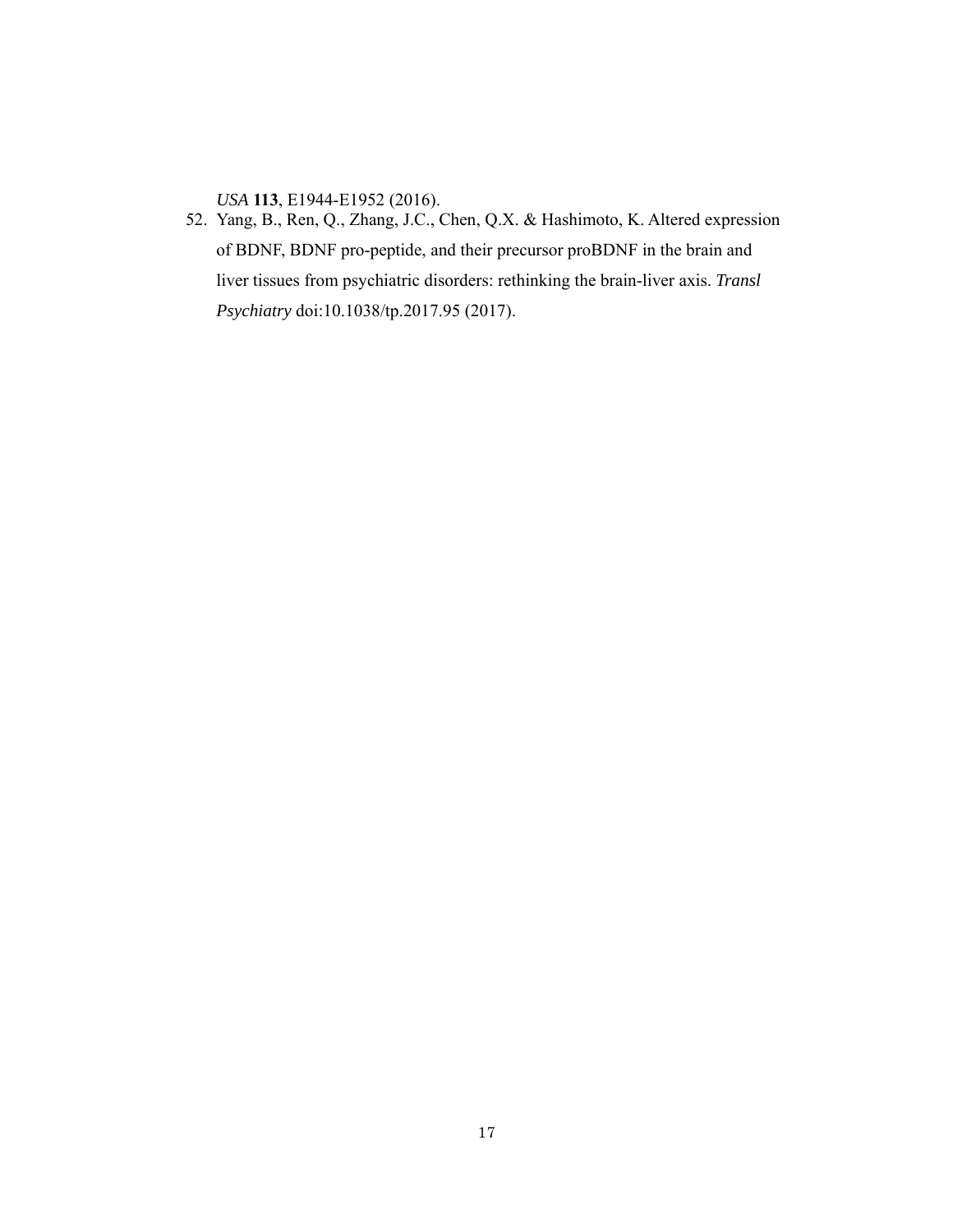*USA* **113**, E1944-E1952 (2016).

52. Yang, B., Ren, Q., Zhang, J.C., Chen, Q.X. & Hashimoto, K. Altered expression of BDNF, BDNF pro-peptide, and their precursor proBDNF in the brain and liver tissues from psychiatric disorders: rethinking the brain-liver axis. *Transl Psychiatry* doi:10.1038/tp.2017.95 (2017).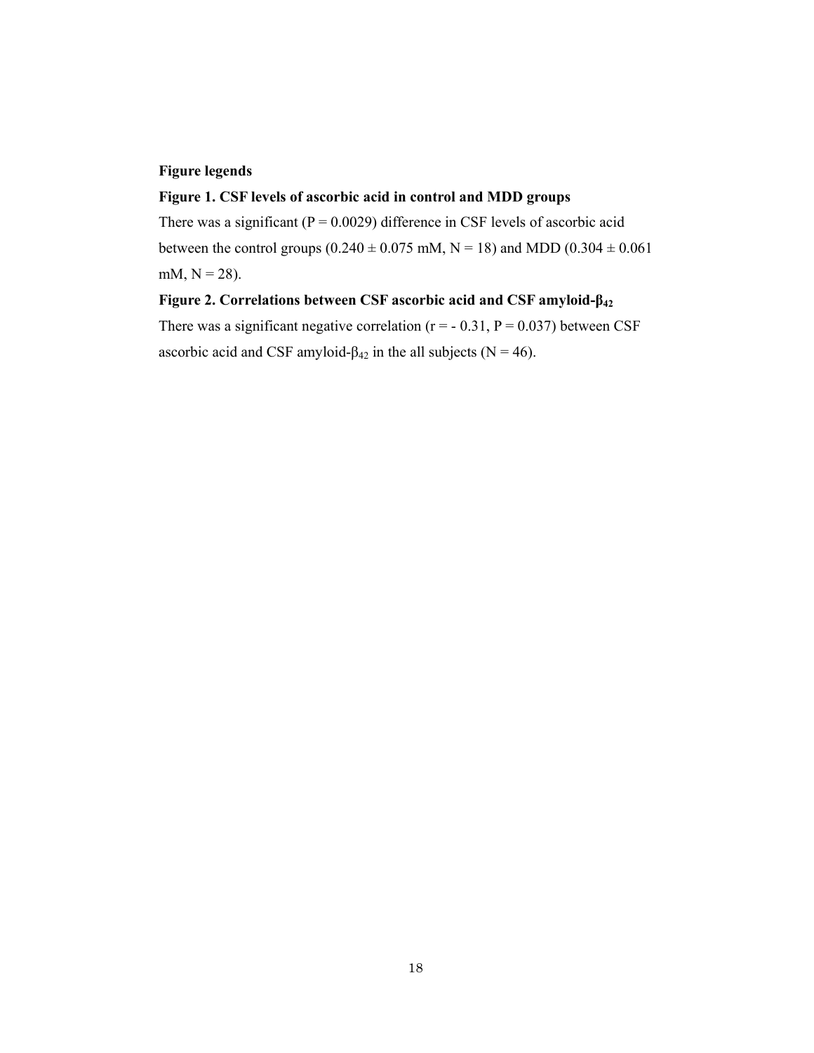**Figure legends**

**Figure 1. CSF levels of ascorbic acid in control and MDD groups**

There was a significant ($P = 0.0029$) difference in CSF levels of ascorbic acid between the control groups ($0.240 \pm 0.075$ mM, $N = 18$) and MDD ($0.304 \pm 0.061$ mM, $N = 28$).

**Figure 2. Correlations between CSF ascorbic acid and CSF amyloid-$\beta_{42}$**

There was a significant negative correlation ($r = -0.31$, $P = 0.037$) between CSF ascorbic acid and CSF amyloid-$\beta_{42}$ in the all subjects ($N = 46$).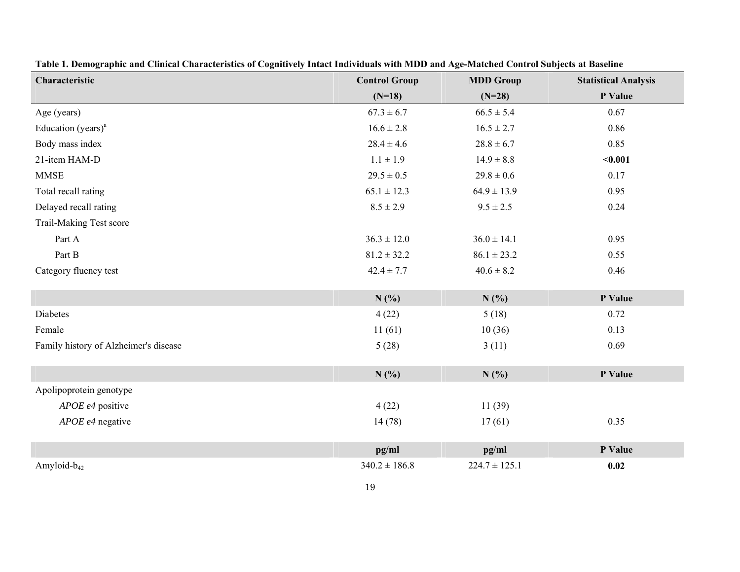**Table 1. Demographic and Clinical Characteristics of Cognitively Intact Individuals with MDD and Age-Matched Control Subjects at Baseline**

| Characteristic | Control Group (N=18) | MDD Group (N=28) | Statistical Analysis P Value |
|---|---|---|---|
| Age (years) | 67.3 ± 6.7 | 66.5 ± 5.4 | 0.67 |
| Education (years)[a] | 16.6 ± 2.8 | 16.5 ± 2.7 | 0.86 |
| Body mass index | 28.4 ± 4.6 | 28.8 ± 6.7 | 0.85 |
| 21-item HAM-D | 1.1 ± 1.9 | 14.9 ± 8.8 | **<0.001** |
| MMSE | 29.5 ± 0.5 | 29.8 ± 0.6 | 0.17 |
| Total recall rating | 65.1 ± 12.3 | 64.9 ± 13.9 | 0.95 |
| Delayed recall rating | 8.5 ± 2.9 | 9.5 ± 2.5 | 0.24 |
| Trail-Making Test score | | | |
| Part A | 36.3 ± 12.0 | 36.0 ± 14.1 | 0.95 |
| Part B | 81.2 ± 32.2 | 86.1 ± 23.2 | 0.55 |
| Category fluency test | 42.4 ± 7.7 | 40.6 ± 8.2 | 0.46 |
| | **N (%)** | **N (%)** | **P Value** |
| Diabetes | 4 (22) | 5 (18) | 0.72 |
| Female | 11 (61) | 10 (36) | 0.13 |
| Family history of Alzheimer's disease | 5 (28) | 3 (11) | 0.69 |
| | **N (%)** | **N (%)** | **P Value** |
| Apolipoprotein genotype | | | |
| *APOE e4* positive | 4 (22) | 11 (39) | |
| *APOE e4* negative | 14 (78) | 17 (61) | 0.35 |
| | **pg/ml** | **pg/ml** | **P Value** |
| Amyloid-$b_{42}$ | 340.2 ± 186.8 | 224.7 ± 125.1 | **0.02** |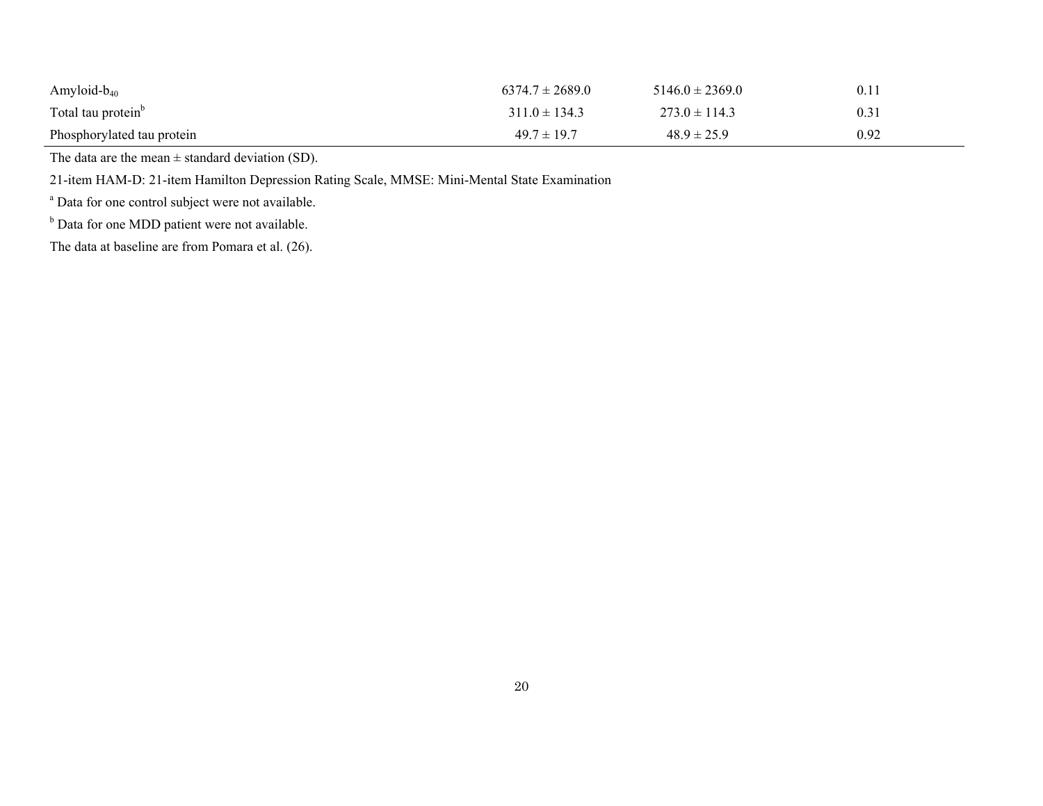| | | | |
|---|---|---|---|
| Amyloid-$b_{40}$ | 6374.7 ± 2689.0 | 5146.0 ± 2369.0 | 0.11 |
| Total tau protein[b] | 311.0 ± 134.3 | 273.0 ± 114.3 | 0.31 |
| Phosphorylated tau protein | 49.7 ± 19.7 | 48.9 ± 25.9 | 0.92 |

The data are the mean ± standard deviation (SD).

21-item HAM-D: 21-item Hamilton Depression Rating Scale, MMSE: Mini-Mental State Examination

[a] Data for one control subject were not available.

[b] Data for one MDD patient were not available.

The data at baseline are from Pomara et al. (26).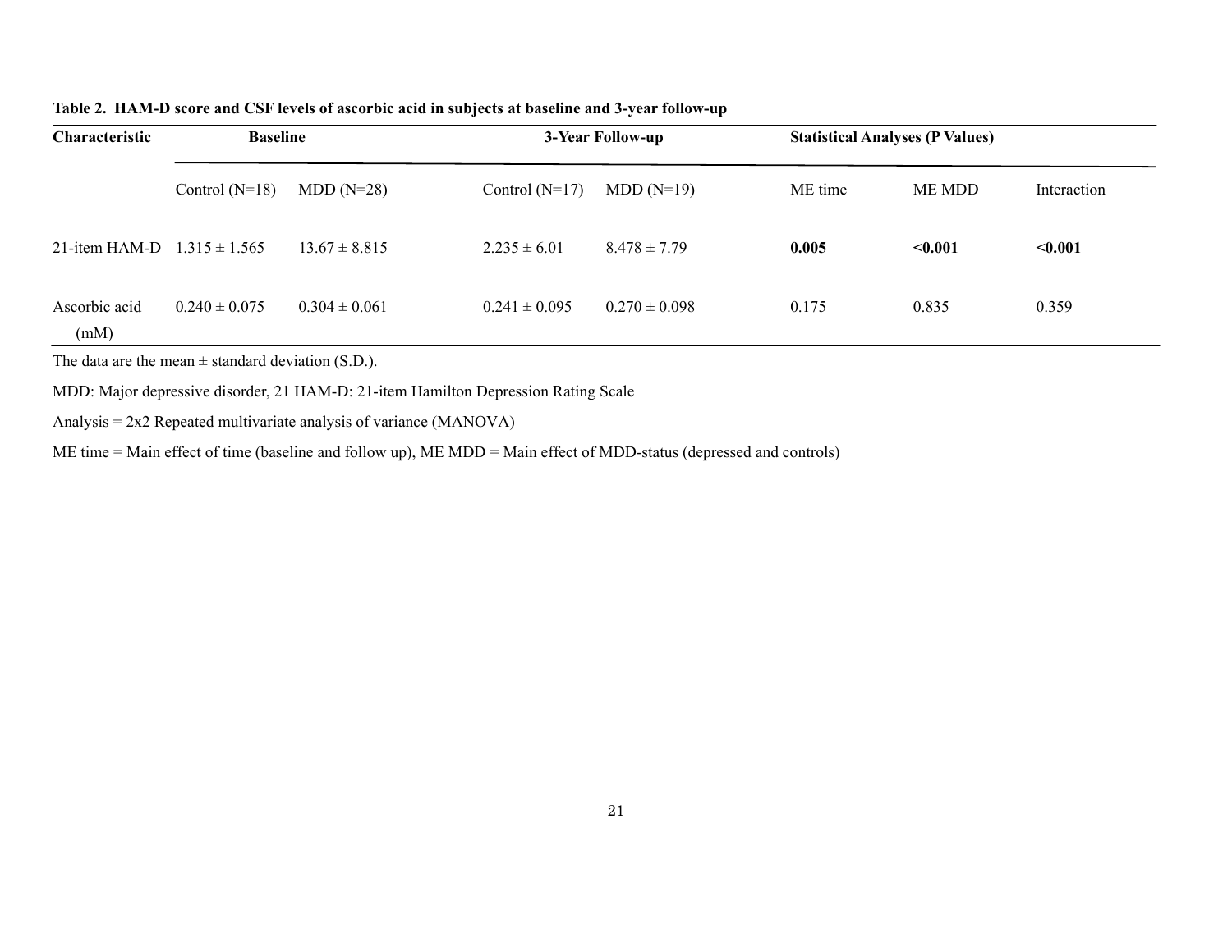**Table 2. HAM-D score and CSF levels of ascorbic acid in subjects at baseline and 3-year follow-up**

| Characteristic | Baseline | | 3-Year Follow-up | | Statistical Analyses (P Values) | | |
|---|---|---|---|---|---|---|---|
| | Control (N=18) | MDD (N=28) | Control (N=17) | MDD (N=19) | ME time | ME MDD | Interaction |
| 21-item HAM-D | 1.315 ± 1.565 | 13.67 ± 8.815 | 2.235 ± 6.01 | 8.478 ± 7.79 | **0.005** | **<0.001** | **<0.001** |
| Ascorbic acid (mM) | 0.240 ± 0.075 | 0.304 ± 0.061 | 0.241 ± 0.095 | 0.270 ± 0.098 | 0.175 | 0.835 | 0.359 |

The data are the mean ± standard deviation (S.D.).

MDD: Major depressive disorder, 21 HAM-D: 21-item Hamilton Depression Rating Scale

Analysis = 2x2 Repeated multivariate analysis of variance (MANOVA)

ME time = Main effect of time (baseline and follow up), ME MDD = Main effect of MDD-status (depressed and controls)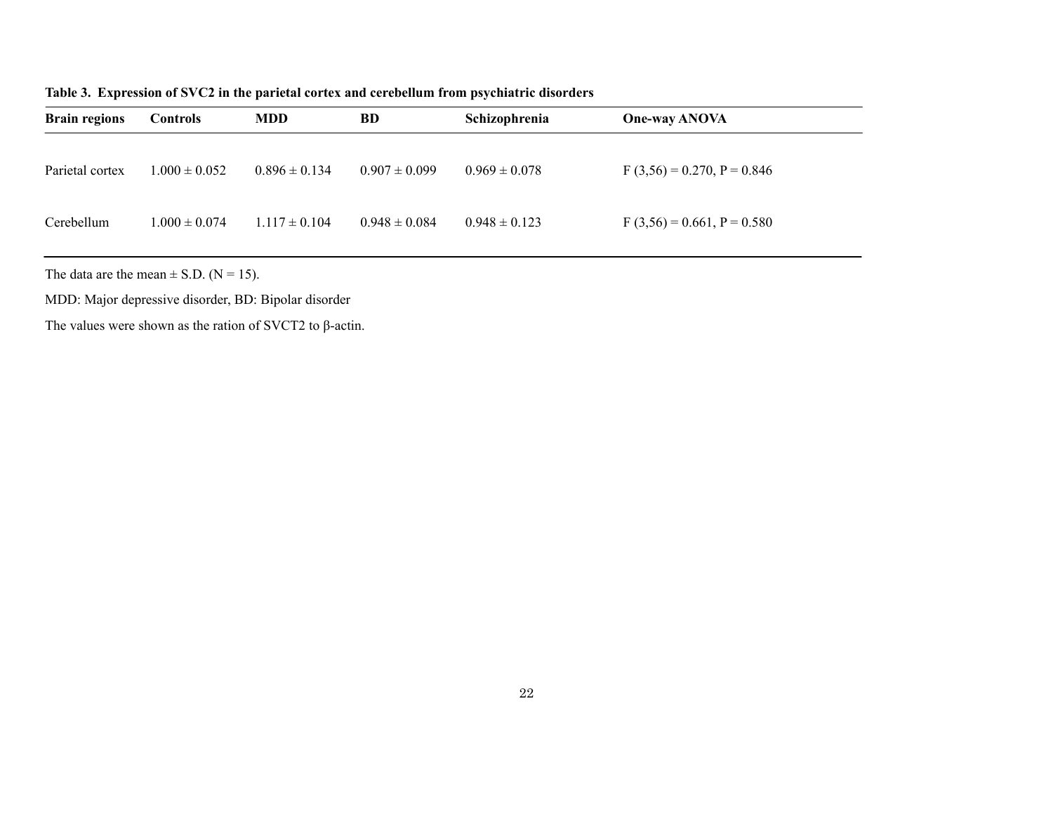**Table 3. Expression of SVC2 in the parietal cortex and cerebellum from psychiatric disorders**

| Brain regions | Controls | MDD | BD | Schizophrenia | One-way ANOVA |
|---|---|---|---|---|---|
| Parietal cortex | 1.000 ± 0.052 | 0.896 ± 0.134 | 0.907 ± 0.099 | 0.969 ± 0.078 | $F(3,56) = 0.270$, $P = 0.846$ |
| Cerebellum | 1.000 ± 0.074 | 1.117 ± 0.104 | 0.948 ± 0.084 | 0.948 ± 0.123 | $F(3,56) = 0.661$, $P = 0.580$ |

The data are the mean ± S.D. (N = 15).

MDD: Major depressive disorder, BD: Bipolar disorder

The values were shown as the ration of SVCT2 to β-actin.